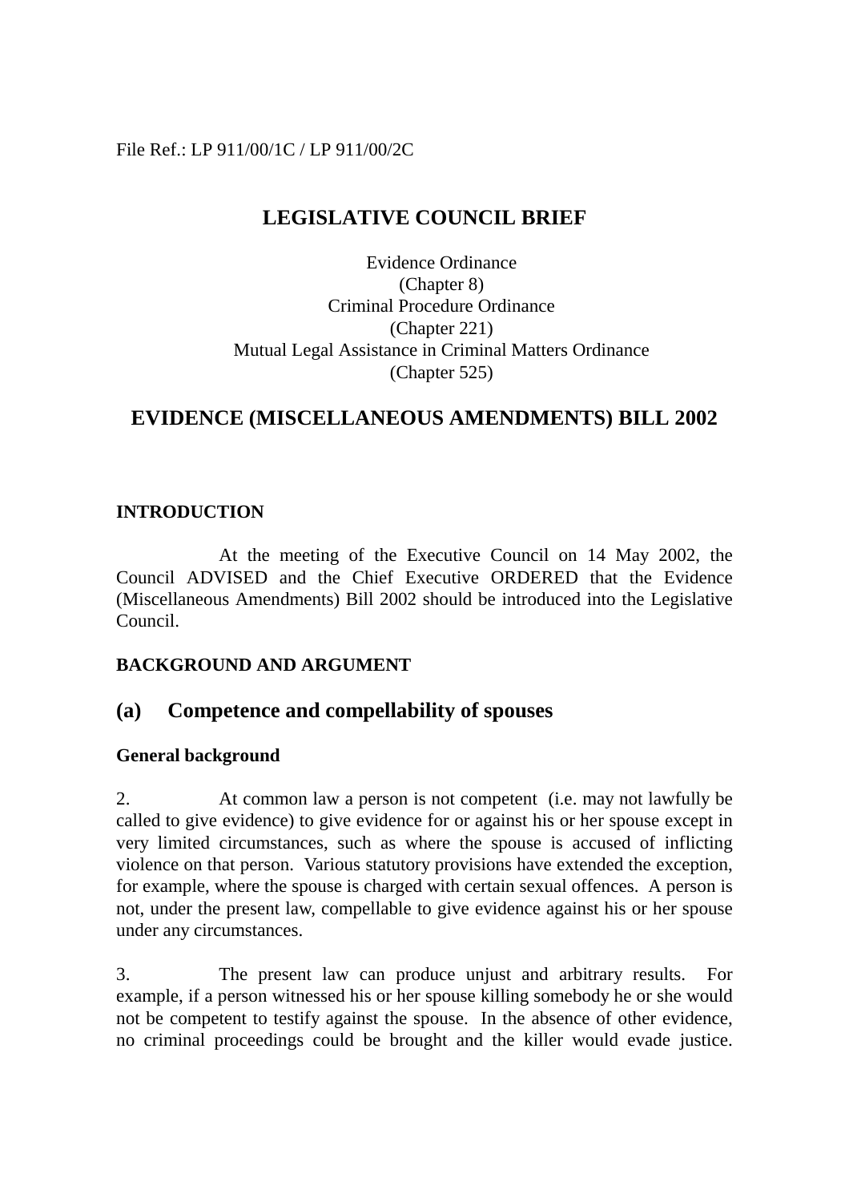File Ref.: LP 911/00/1C / LP 911/00/2C

# LEGISLATIVE COUNCIL BRIEF

Evidence Ordinance
(Chapter 8)
Criminal Procedure Ordinance
(Chapter 221)
Mutual Legal Assistance in Criminal Matters Ordinance
(Chapter 525)

# EVIDENCE (MISCELLANEOUS AMENDMENTS) BILL 2002

## INTRODUCTION

At the meeting of the Executive Council on 14 May 2002, the Council ADVISED and the Chief Executive ORDERED that the Evidence (Miscellaneous Amendments) Bill 2002 should be introduced into the Legislative Council.

## BACKGROUND AND ARGUMENT

## (a) Competence and compellability of spouses

### General background

2. At common law a person is not competent (i.e. may not lawfully be called to give evidence) to give evidence for or against his or her spouse except in very limited circumstances, such as where the spouse is accused of inflicting violence on that person. Various statutory provisions have extended the exception, for example, where the spouse is charged with certain sexual offences. A person is not, under the present law, compellable to give evidence against his or her spouse under any circumstances.

3. The present law can produce unjust and arbitrary results. For example, if a person witnessed his or her spouse killing somebody he or she would not be competent to testify against the spouse. In the absence of other evidence, no criminal proceedings could be brought and the killer would evade justice.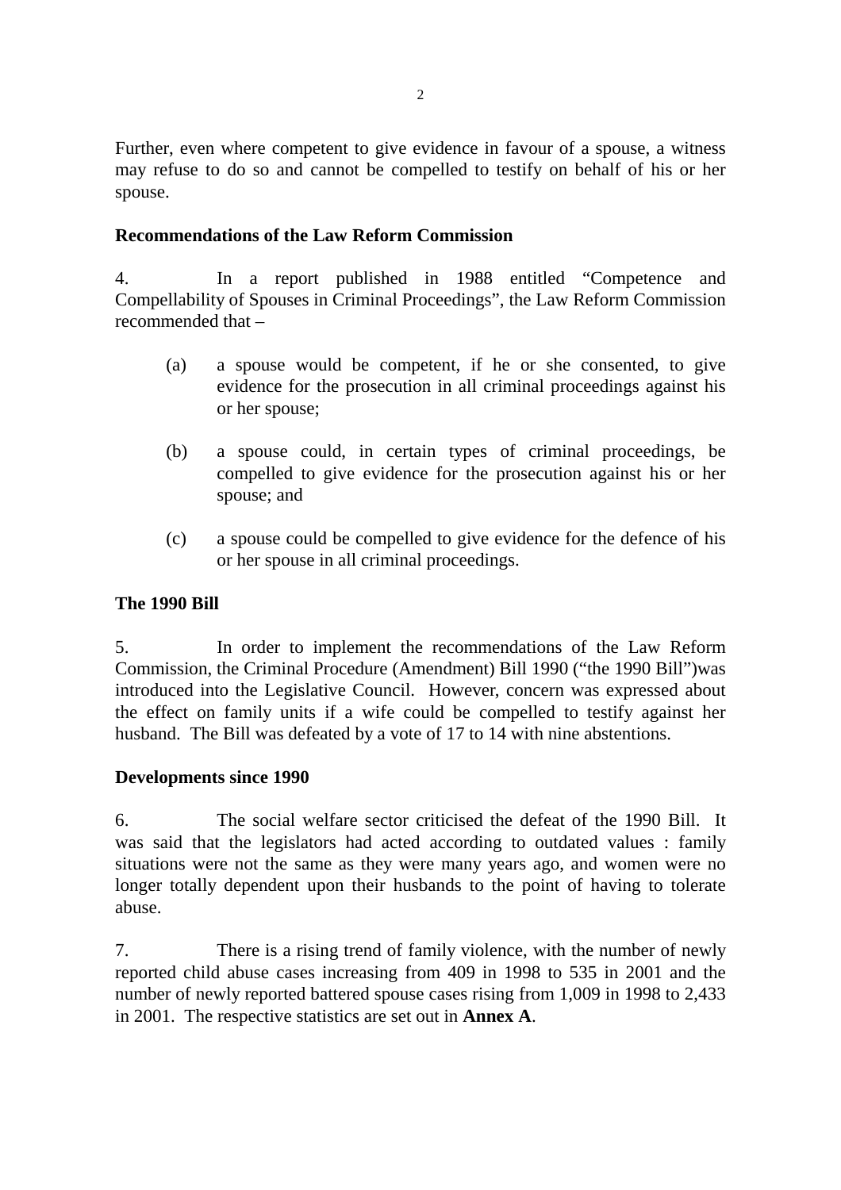Further, even where competent to give evidence in favour of a spouse, a witness may refuse to do so and cannot be compelled to testify on behalf of his or her spouse.

**Recommendations of the Law Reform Commission**

4. In a report published in 1988 entitled "Competence and Compellability of Spouses in Criminal Proceedings", the Law Reform Commission recommended that –

(a) a spouse would be competent, if he or she consented, to give evidence for the prosecution in all criminal proceedings against his or her spouse;

(b) a spouse could, in certain types of criminal proceedings, be compelled to give evidence for the prosecution against his or her spouse; and

(c) a spouse could be compelled to give evidence for the defence of his or her spouse in all criminal proceedings.

**The 1990 Bill**

5. In order to implement the recommendations of the Law Reform Commission, the Criminal Procedure (Amendment) Bill 1990 ("the 1990 Bill")was introduced into the Legislative Council. However, concern was expressed about the effect on family units if a wife could be compelled to testify against her husband. The Bill was defeated by a vote of 17 to 14 with nine abstentions.

**Developments since 1990**

6. The social welfare sector criticised the defeat of the 1990 Bill. It was said that the legislators had acted according to outdated values : family situations were not the same as they were many years ago, and women were no longer totally dependent upon their husbands to the point of having to tolerate abuse.

7. There is a rising trend of family violence, with the number of newly reported child abuse cases increasing from 409 in 1998 to 535 in 2001 and the number of newly reported battered spouse cases rising from 1,009 in 1998 to 2,433 in 2001. The respective statistics are set out in **Annex A**.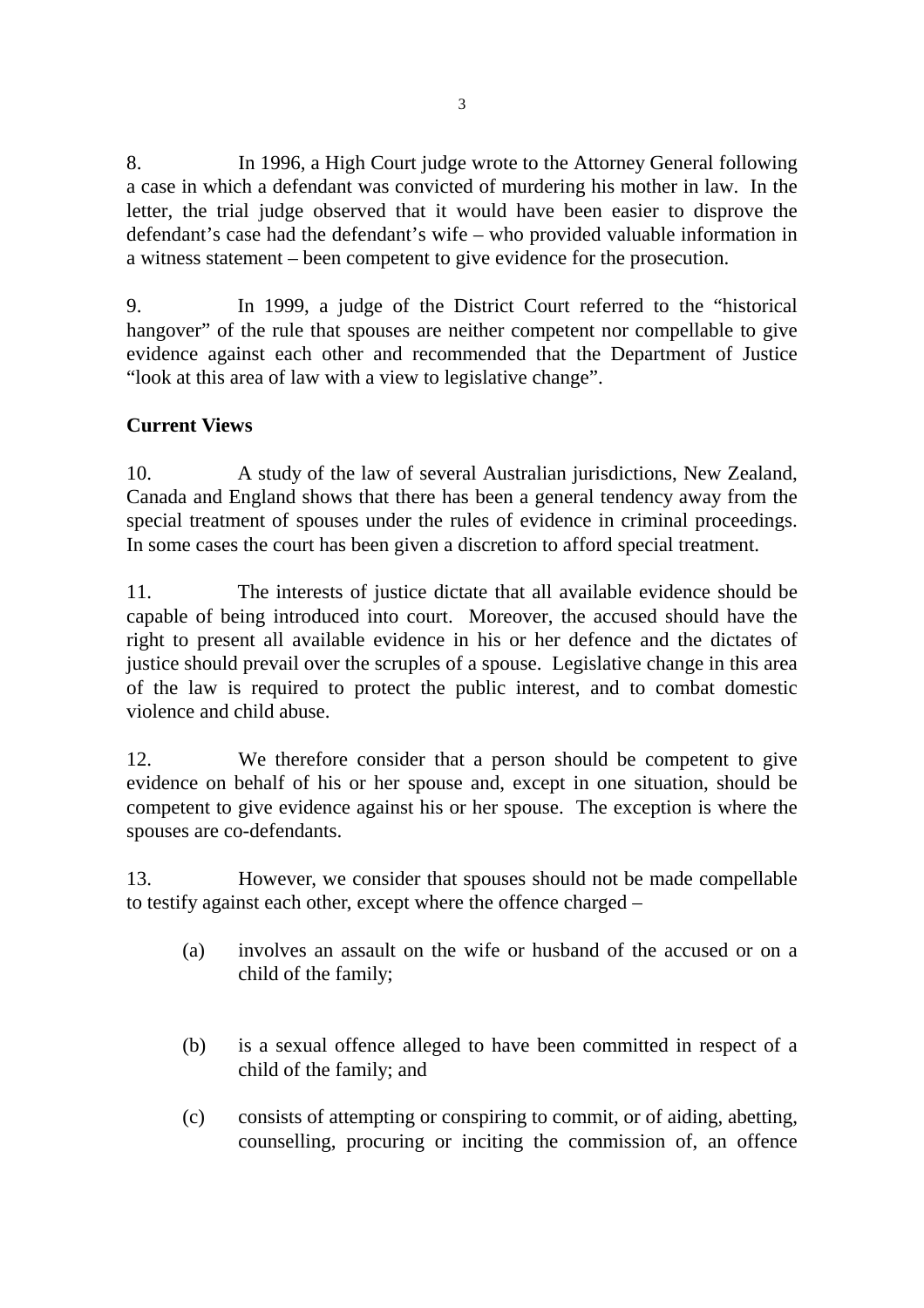8. In 1996, a High Court judge wrote to the Attorney General following a case in which a defendant was convicted of murdering his mother in law. In the letter, the trial judge observed that it would have been easier to disprove the defendant's case had the defendant's wife – who provided valuable information in a witness statement – been competent to give evidence for the prosecution.

9. In 1999, a judge of the District Court referred to the "historical hangover" of the rule that spouses are neither competent nor compellable to give evidence against each other and recommended that the Department of Justice "look at this area of law with a view to legislative change".

**Current Views**

10. A study of the law of several Australian jurisdictions, New Zealand, Canada and England shows that there has been a general tendency away from the special treatment of spouses under the rules of evidence in criminal proceedings. In some cases the court has been given a discretion to afford special treatment.

11. The interests of justice dictate that all available evidence should be capable of being introduced into court. Moreover, the accused should have the right to present all available evidence in his or her defence and the dictates of justice should prevail over the scruples of a spouse. Legislative change in this area of the law is required to protect the public interest, and to combat domestic violence and child abuse.

12. We therefore consider that a person should be competent to give evidence on behalf of his or her spouse and, except in one situation, should be competent to give evidence against his or her spouse. The exception is where the spouses are co-defendants.

13. However, we consider that spouses should not be made compellable to testify against each other, except where the offence charged –

(a) involves an assault on the wife or husband of the accused or on a child of the family;

(b) is a sexual offence alleged to have been committed in respect of a child of the family; and

(c) consists of attempting or conspiring to commit, or of aiding, abetting, counselling, procuring or inciting the commission of, an offence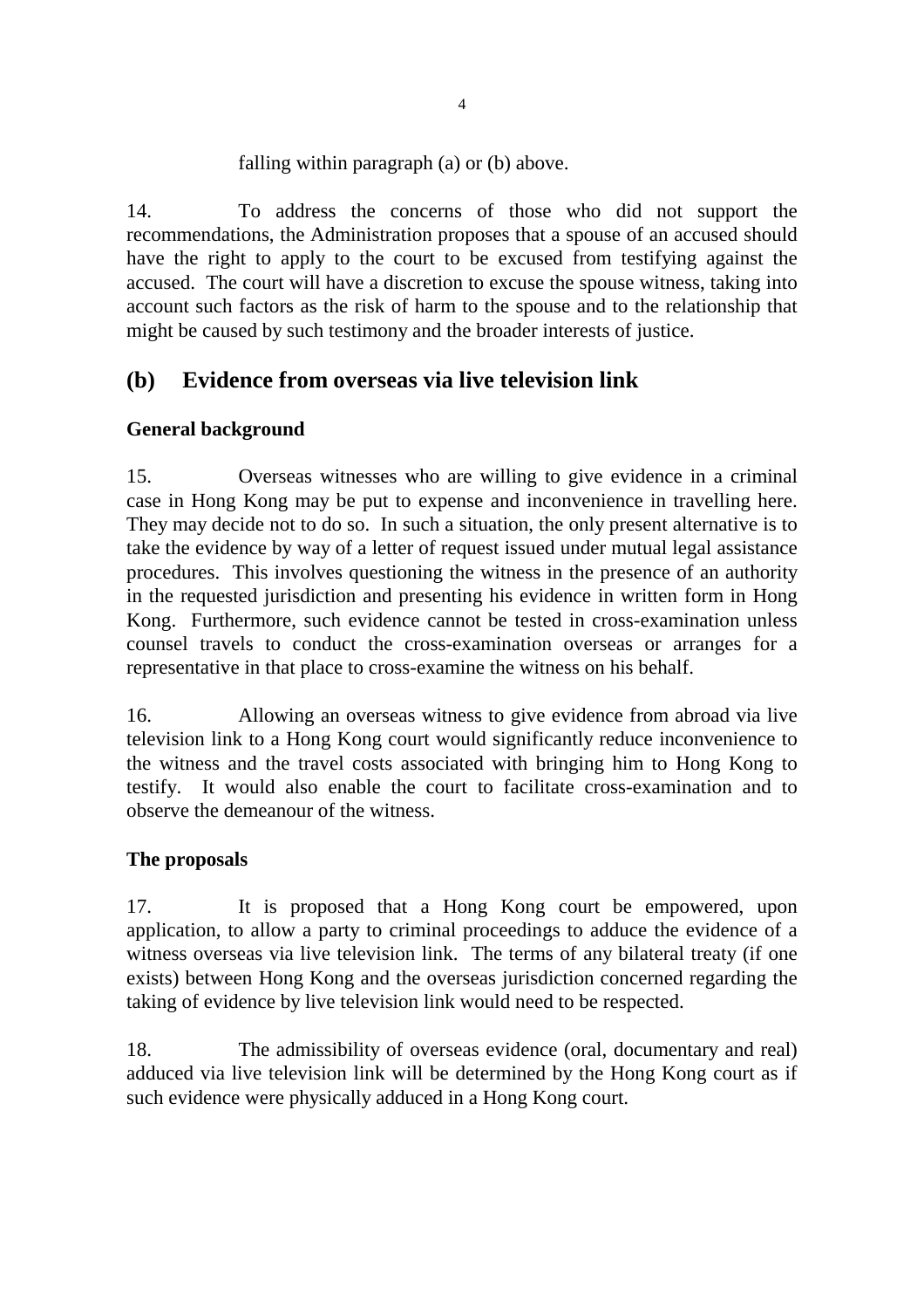falling within paragraph (a) or (b) above.

14. To address the concerns of those who did not support the recommendations, the Administration proposes that a spouse of an accused should have the right to apply to the court to be excused from testifying against the accused. The court will have a discretion to excuse the spouse witness, taking into account such factors as the risk of harm to the spouse and to the relationship that might be caused by such testimony and the broader interests of justice.

## (b) Evidence from overseas via live television link

### General background

15. Overseas witnesses who are willing to give evidence in a criminal case in Hong Kong may be put to expense and inconvenience in travelling here. They may decide not to do so. In such a situation, the only present alternative is to take the evidence by way of a letter of request issued under mutual legal assistance procedures. This involves questioning the witness in the presence of an authority in the requested jurisdiction and presenting his evidence in written form in Hong Kong. Furthermore, such evidence cannot be tested in cross-examination unless counsel travels to conduct the cross-examination overseas or arranges for a representative in that place to cross-examine the witness on his behalf.

16. Allowing an overseas witness to give evidence from abroad via live television link to a Hong Kong court would significantly reduce inconvenience to the witness and the travel costs associated with bringing him to Hong Kong to testify. It would also enable the court to facilitate cross-examination and to observe the demeanour of the witness.

### The proposals

17. It is proposed that a Hong Kong court be empowered, upon application, to allow a party to criminal proceedings to adduce the evidence of a witness overseas via live television link. The terms of any bilateral treaty (if one exists) between Hong Kong and the overseas jurisdiction concerned regarding the taking of evidence by live television link would need to be respected.

18. The admissibility of overseas evidence (oral, documentary and real) adduced via live television link will be determined by the Hong Kong court as if such evidence were physically adduced in a Hong Kong court.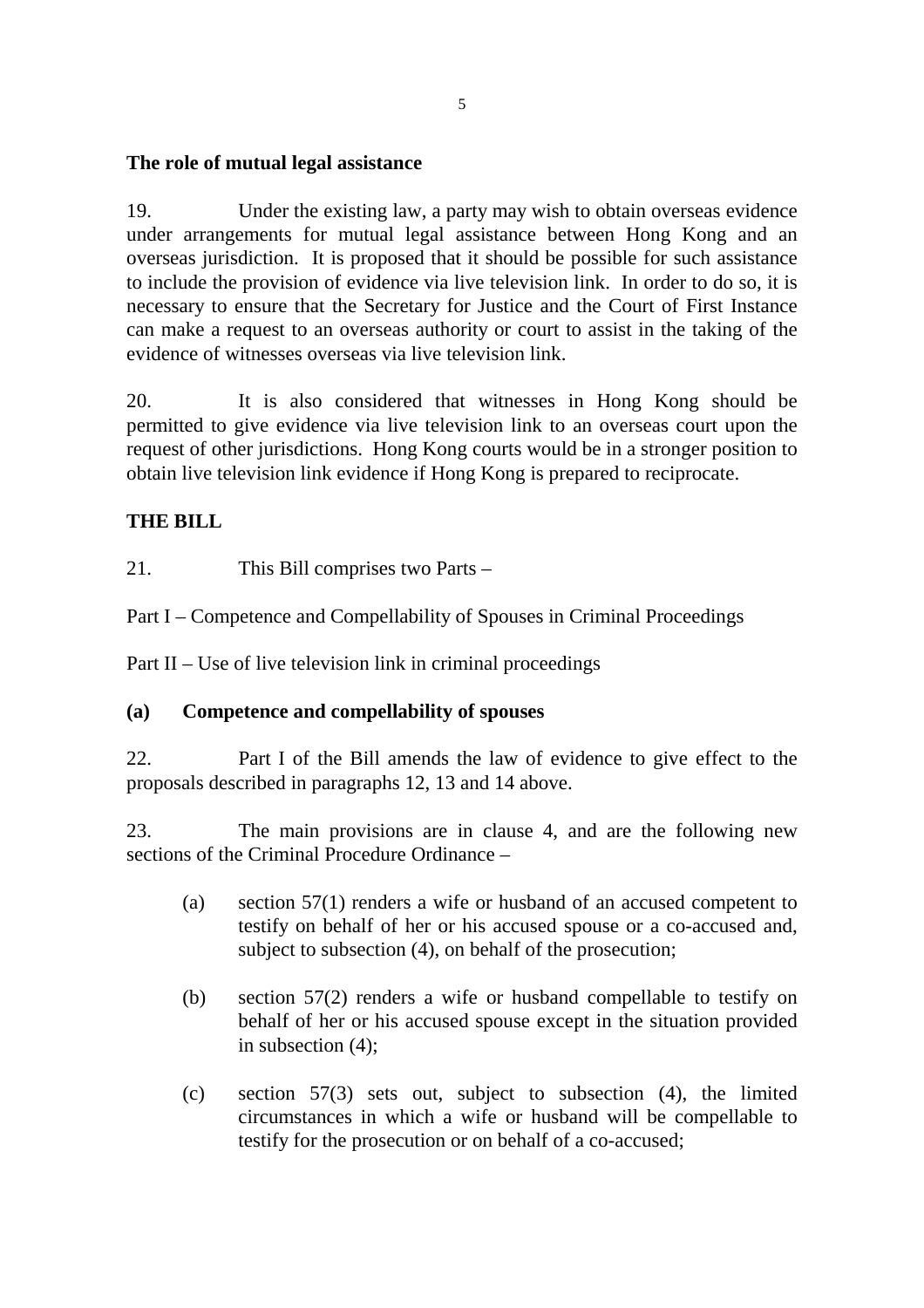**The role of mutual legal assistance**

19. Under the existing law, a party may wish to obtain overseas evidence under arrangements for mutual legal assistance between Hong Kong and an overseas jurisdiction. It is proposed that it should be possible for such assistance to include the provision of evidence via live television link. In order to do so, it is necessary to ensure that the Secretary for Justice and the Court of First Instance can make a request to an overseas authority or court to assist in the taking of the evidence of witnesses overseas via live television link.

20. It is also considered that witnesses in Hong Kong should be permitted to give evidence via live television link to an overseas court upon the request of other jurisdictions. Hong Kong courts would be in a stronger position to obtain live television link evidence if Hong Kong is prepared to reciprocate.

**THE BILL**

21. This Bill comprises two Parts –

Part I – Competence and Compellability of Spouses in Criminal Proceedings

Part II – Use of live television link in criminal proceedings

**(a) Competence and compellability of spouses**

22. Part I of the Bill amends the law of evidence to give effect to the proposals described in paragraphs 12, 13 and 14 above.

23. The main provisions are in clause 4, and are the following new sections of the Criminal Procedure Ordinance –

(a) section 57(1) renders a wife or husband of an accused competent to testify on behalf of her or his accused spouse or a co-accused and, subject to subsection (4), on behalf of the prosecution;

(b) section 57(2) renders a wife or husband compellable to testify on behalf of her or his accused spouse except in the situation provided in subsection (4);

(c) section 57(3) sets out, subject to subsection (4), the limited circumstances in which a wife or husband will be compellable to testify for the prosecution or on behalf of a co-accused;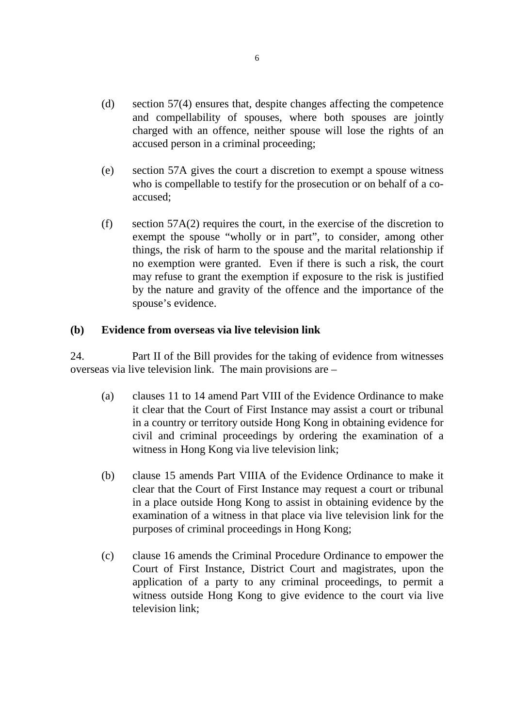(d) section 57(4) ensures that, despite changes affecting the competence and compellability of spouses, where both spouses are jointly charged with an offence, neither spouse will lose the rights of an accused person in a criminal proceeding;

(e) section 57A gives the court a discretion to exempt a spouse witness who is compellable to testify for the prosecution or on behalf of a co-accused;

(f) section 57A(2) requires the court, in the exercise of the discretion to exempt the spouse "wholly or in part", to consider, among other things, the risk of harm to the spouse and the marital relationship if no exemption were granted. Even if there is such a risk, the court may refuse to grant the exemption if exposure to the risk is justified by the nature and gravity of the offence and the importance of the spouse's evidence.

**(b) Evidence from overseas via live television link**

24. Part II of the Bill provides for the taking of evidence from witnesses overseas via live television link. The main provisions are –

(a) clauses 11 to 14 amend Part VIII of the Evidence Ordinance to make it clear that the Court of First Instance may assist a court or tribunal in a country or territory outside Hong Kong in obtaining evidence for civil and criminal proceedings by ordering the examination of a witness in Hong Kong via live television link;

(b) clause 15 amends Part VIIIA of the Evidence Ordinance to make it clear that the Court of First Instance may request a court or tribunal in a place outside Hong Kong to assist in obtaining evidence by the examination of a witness in that place via live television link for the purposes of criminal proceedings in Hong Kong;

(c) clause 16 amends the Criminal Procedure Ordinance to empower the Court of First Instance, District Court and magistrates, upon the application of a party to any criminal proceedings, to permit a witness outside Hong Kong to give evidence to the court via live television link;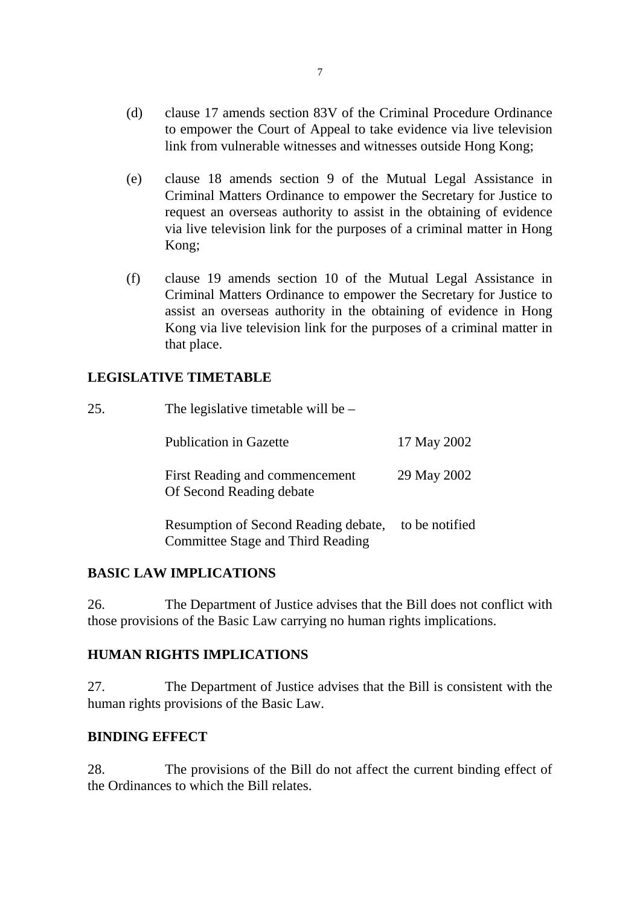(d) clause 17 amends section 83V of the Criminal Procedure Ordinance to empower the Court of Appeal to take evidence via live television link from vulnerable witnesses and witnesses outside Hong Kong;

(e) clause 18 amends section 9 of the Mutual Legal Assistance in Criminal Matters Ordinance to empower the Secretary for Justice to request an overseas authority to assist in the obtaining of evidence via live television link for the purposes of a criminal matter in Hong Kong;

(f) clause 19 amends section 10 of the Mutual Legal Assistance in Criminal Matters Ordinance to empower the Secretary for Justice to assist an overseas authority in the obtaining of evidence in Hong Kong via live television link for the purposes of a criminal matter in that place.

## LEGISLATIVE TIMETABLE

25. The legislative timetable will be –

| | |
|---|---|
| Publication in Gazette | 17 May 2002 |
| First Reading and commencement Of Second Reading debate | 29 May 2002 |
| Resumption of Second Reading debate, Committee Stage and Third Reading | to be notified |

## BASIC LAW IMPLICATIONS

26. The Department of Justice advises that the Bill does not conflict with those provisions of the Basic Law carrying no human rights implications.

## HUMAN RIGHTS IMPLICATIONS

27. The Department of Justice advises that the Bill is consistent with the human rights provisions of the Basic Law.

## BINDING EFFECT

28. The provisions of the Bill do not affect the current binding effect of the Ordinances to which the Bill relates.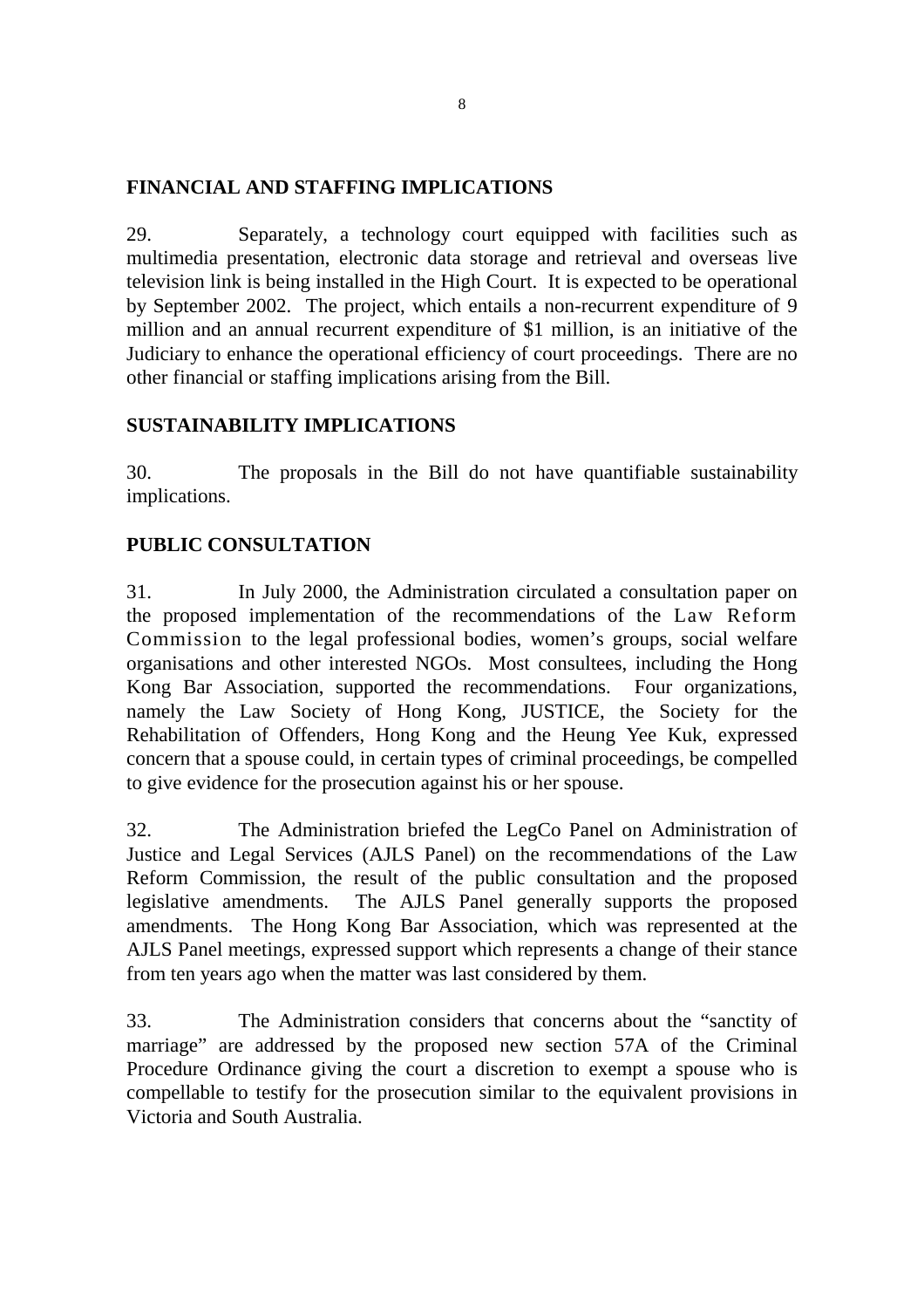## FINANCIAL AND STAFFING IMPLICATIONS

29. Separately, a technology court equipped with facilities such as multimedia presentation, electronic data storage and retrieval and overseas live television link is being installed in the High Court. It is expected to be operational by September 2002. The project, which entails a non-recurrent expenditure of 9 million and an annual recurrent expenditure of $1 million, is an initiative of the Judiciary to enhance the operational efficiency of court proceedings. There are no other financial or staffing implications arising from the Bill.

## SUSTAINABILITY IMPLICATIONS

30. The proposals in the Bill do not have quantifiable sustainability implications.

## PUBLIC CONSULTATION

31. In July 2000, the Administration circulated a consultation paper on the proposed implementation of the recommendations of the Law Reform Commission to the legal professional bodies, women's groups, social welfare organisations and other interested NGOs. Most consultees, including the Hong Kong Bar Association, supported the recommendations. Four organizations, namely the Law Society of Hong Kong, JUSTICE, the Society for the Rehabilitation of Offenders, Hong Kong and the Heung Yee Kuk, expressed concern that a spouse could, in certain types of criminal proceedings, be compelled to give evidence for the prosecution against his or her spouse.

32. The Administration briefed the LegCo Panel on Administration of Justice and Legal Services (AJLS Panel) on the recommendations of the Law Reform Commission, the result of the public consultation and the proposed legislative amendments. The AJLS Panel generally supports the proposed amendments. The Hong Kong Bar Association, which was represented at the AJLS Panel meetings, expressed support which represents a change of their stance from ten years ago when the matter was last considered by them.

33. The Administration considers that concerns about the "sanctity of marriage" are addressed by the proposed new section 57A of the Criminal Procedure Ordinance giving the court a discretion to exempt a spouse who is compellable to testify for the prosecution similar to the equivalent provisions in Victoria and South Australia.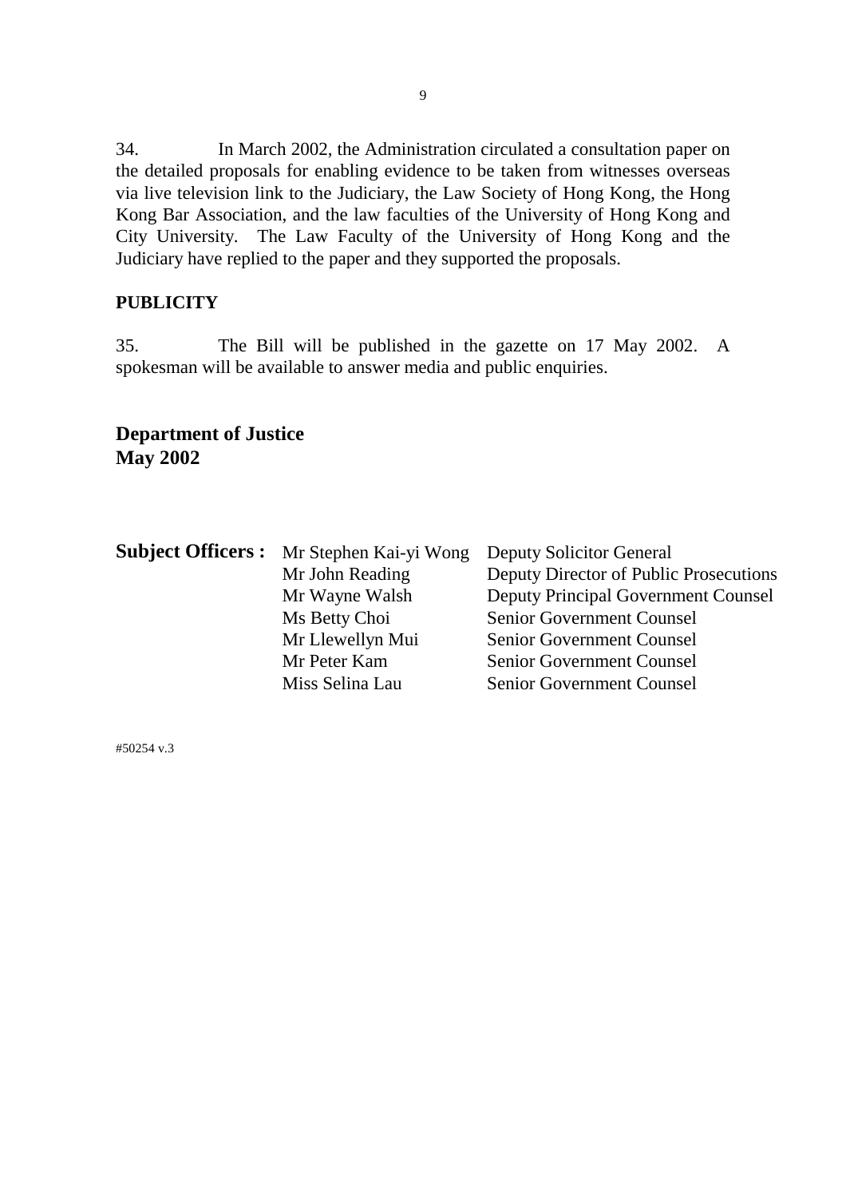34. In March 2002, the Administration circulated a consultation paper on the detailed proposals for enabling evidence to be taken from witnesses overseas via live television link to the Judiciary, the Law Society of Hong Kong, the Hong Kong Bar Association, and the law faculties of the University of Hong Kong and City University. The Law Faculty of the University of Hong Kong and the Judiciary have replied to the paper and they supported the proposals.

## PUBLICITY

35. The Bill will be published in the gazette on 17 May 2002. A spokesman will be available to answer media and public enquiries.

**Department of Justice**
**May 2002**

| **Subject Officers :** | Mr Stephen Kai-yi Wong | Deputy Solicitor General |
|---|---|---|
| | Mr John Reading | Deputy Director of Public Prosecutions |
| | Mr Wayne Walsh | Deputy Principal Government Counsel |
| | Ms Betty Choi | Senior Government Counsel |
| | Mr Llewellyn Mui | Senior Government Counsel |
| | Mr Peter Kam | Senior Government Counsel |
| | Miss Selina Lau | Senior Government Counsel |

#50254 v.3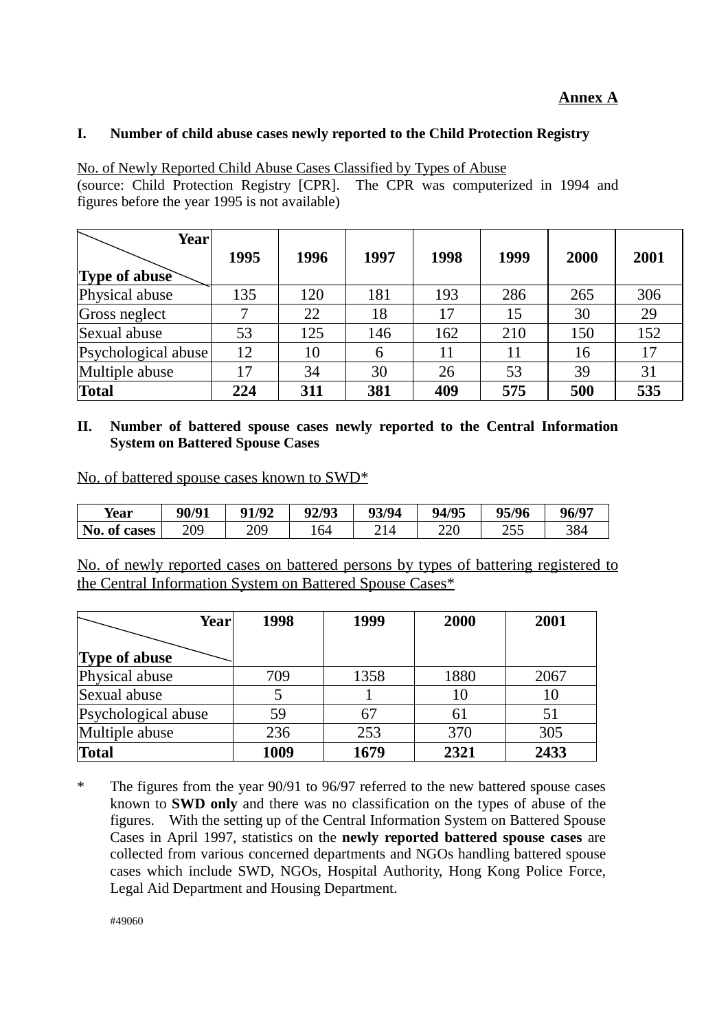**Annex A**

**I. Number of child abuse cases newly reported to the Child Protection Registry**

No. of Newly Reported Child Abuse Cases Classified by Types of Abuse
(source: Child Protection Registry [CPR]. The CPR was computerized in 1994 and figures before the year 1995 is not available)

| Year / Type of abuse | 1995 | 1996 | 1997 | 1998 | 1999 | 2000 | 2001 |
|---|---|---|---|---|---|---|---|
| Physical abuse | 135 | 120 | 181 | 193 | 286 | 265 | 306 |
| Gross neglect | 7 | 22 | 18 | 17 | 15 | 30 | 29 |
| Sexual abuse | 53 | 125 | 146 | 162 | 210 | 150 | 152 |
| Psychological abuse | 12 | 10 | 6 | 11 | 11 | 16 | 17 |
| Multiple abuse | 17 | 34 | 30 | 26 | 53 | 39 | 31 |
| **Total** | **224** | **311** | **381** | **409** | **575** | **500** | **535** |

**II. Number of battered spouse cases newly reported to the Central Information System on Battered Spouse Cases**

No. of battered spouse cases known to SWD*

| Year | 90/91 | 91/92 | 92/93 | 93/94 | 94/95 | 95/96 | 96/97 |
|---|---|---|---|---|---|---|---|
| No. of cases | 209 | 209 | 164 | 214 | 220 | 255 | 384 |

No. of newly reported cases on battered persons by types of battering registered to the Central Information System on Battered Spouse Cases*

| Year / Type of abuse | 1998 | 1999 | 2000 | 2001 |
|---|---|---|---|---|
| Physical abuse | 709 | 1358 | 1880 | 2067 |
| Sexual abuse | 5 | 1 | 10 | 10 |
| Psychological abuse | 59 | 67 | 61 | 51 |
| Multiple abuse | 236 | 253 | 370 | 305 |
| **Total** | **1009** | **1679** | **2321** | **2433** |

\* The figures from the year 90/91 to 96/97 referred to the new battered spouse cases known to **SWD only** and there was no classification on the types of abuse of the figures. With the setting up of the Central Information System on Battered Spouse Cases in April 1997, statistics on the **newly reported battered spouse cases** are collected from various concerned departments and NGOs handling battered spouse cases which include SWD, NGOs, Hospital Authority, Hong Kong Police Force, Legal Aid Department and Housing Department.

#49060